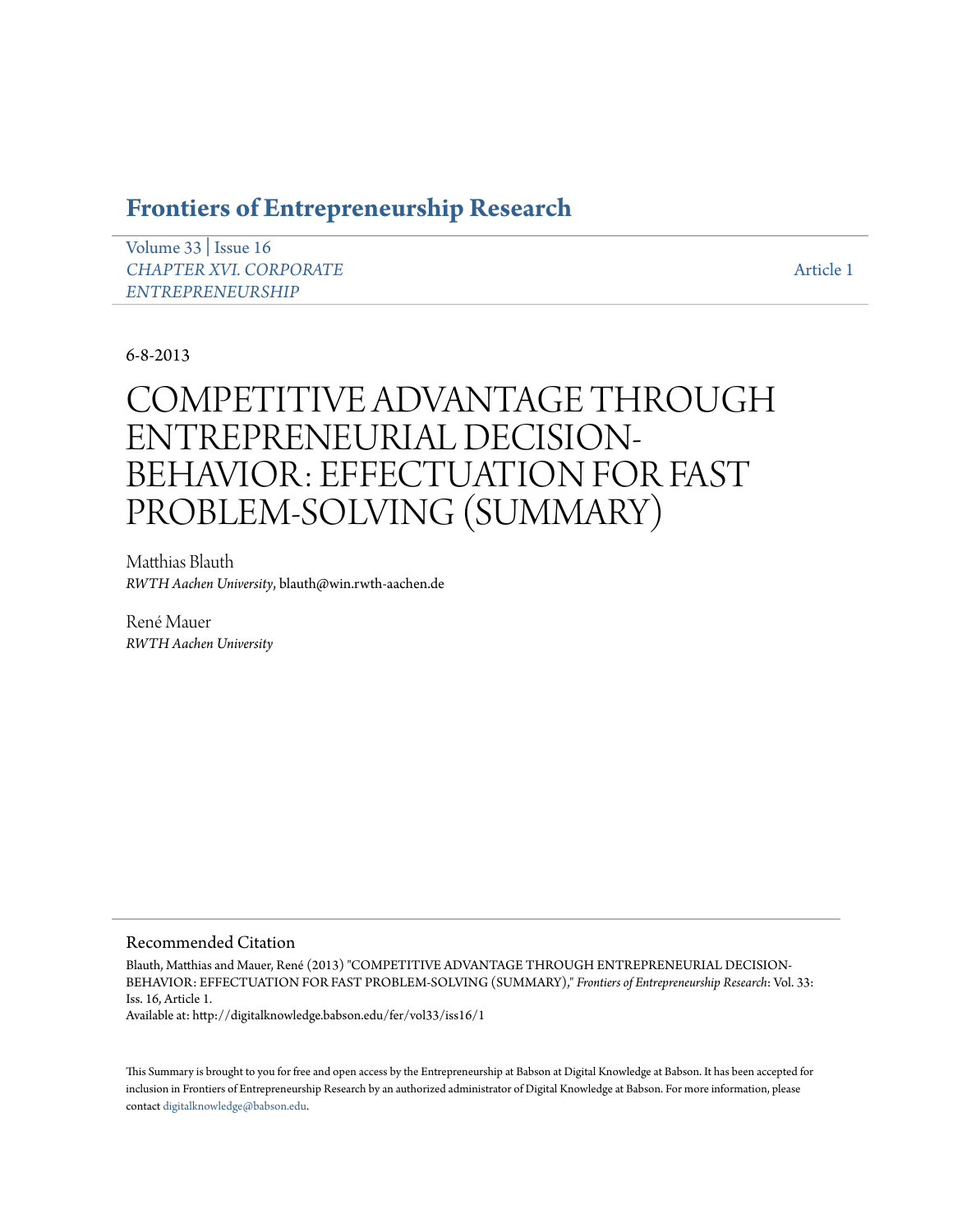# Frontiers of Entrepreneurship Research

Volume 33 | Issue 16
*CHAPTER XVI. CORPORATE ENTREPRENEURSHIP*

Article 1

6-8-2013

# COMPETITIVE ADVANTAGE THROUGH ENTREPRENEURIAL DECISION-BEHAVIOR: EFFECTUATION FOR FAST PROBLEM-SOLVING (SUMMARY)

Matthias Blauth
*RWTH Aachen University*, blauth@win.rwth-aachen.de

René Mauer
*RWTH Aachen University*

## Recommended Citation

Blauth, Matthias and Mauer, René (2013) "COMPETITIVE ADVANTAGE THROUGH ENTREPRENEURIAL DECISION-BEHAVIOR: EFFECTUATION FOR FAST PROBLEM-SOLVING (SUMMARY)," *Frontiers of Entrepreneurship Research*: Vol. 33: Iss. 16, Article 1.
Available at: http://digitalknowledge.babson.edu/fer/vol33/iss16/1

This Summary is brought to you for free and open access by the Entrepreneurship at Babson at Digital Knowledge at Babson. It has been accepted for inclusion in Frontiers of Entrepreneurship Research by an authorized administrator of Digital Knowledge at Babson. For more information, please contact digitalknowledge@babson.edu.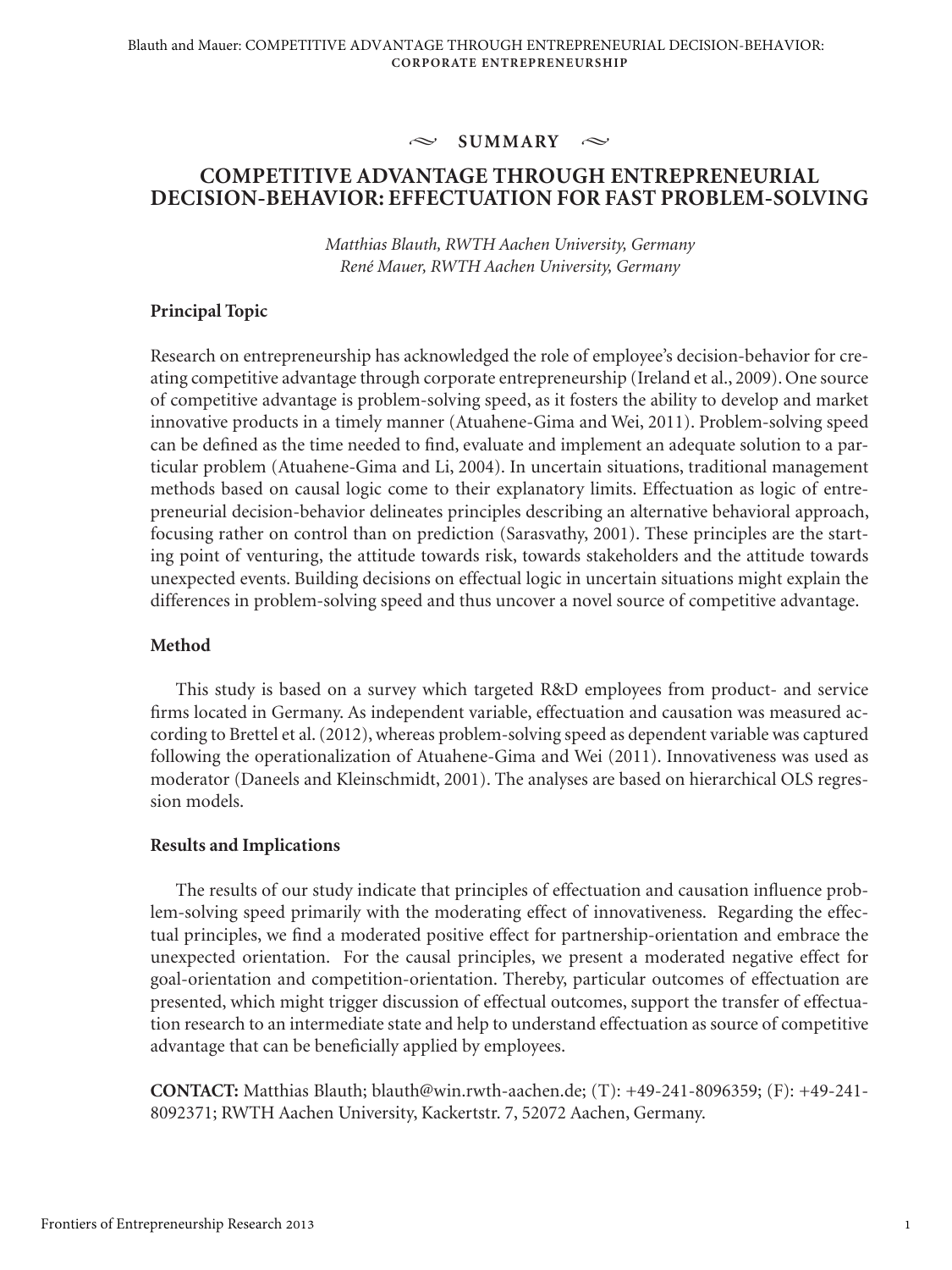## SUMMARY

# COMPETITIVE ADVANTAGE THROUGH ENTREPRENEURIAL DECISION-BEHAVIOR: EFFECTUATION FOR FAST PROBLEM-SOLVING

*Matthias Blauth, RWTH Aachen University, Germany*
*René Mauer, RWTH Aachen University, Germany*

### Principal Topic

Research on entrepreneurship has acknowledged the role of employee's decision-behavior for creating competitive advantage through corporate entrepreneurship (Ireland et al., 2009). One source of competitive advantage is problem-solving speed, as it fosters the ability to develop and market innovative products in a timely manner (Atuahene-Gima and Wei, 2011). Problem-solving speed can be defined as the time needed to find, evaluate and implement an adequate solution to a particular problem (Atuahene-Gima and Li, 2004). In uncertain situations, traditional management methods based on causal logic come to their explanatory limits. Effectuation as logic of entrepreneurial decision-behavior delineates principles describing an alternative behavioral approach, focusing rather on control than on prediction (Sarasvathy, 2001). These principles are the starting point of venturing, the attitude towards risk, towards stakeholders and the attitude towards unexpected events. Building decisions on effectual logic in uncertain situations might explain the differences in problem-solving speed and thus uncover a novel source of competitive advantage.

### Method

This study is based on a survey which targeted R&D employees from product- and service firms located in Germany. As independent variable, effectuation and causation was measured according to Brettel et al. (2012), whereas problem-solving speed as dependent variable was captured following the operationalization of Atuahene-Gima and Wei (2011). Innovativeness was used as moderator (Daneels and Kleinschmidt, 2001). The analyses are based on hierarchical OLS regression models.

### Results and Implications

The results of our study indicate that principles of effectuation and causation influence problem-solving speed primarily with the moderating effect of innovativeness. Regarding the effectual principles, we find a moderated positive effect for partnership-orientation and embrace the unexpected orientation. For the causal principles, we present a moderated negative effect for goal-orientation and competition-orientation. Thereby, particular outcomes of effectuation are presented, which might trigger discussion of effectual outcomes, support the transfer of effectuation research to an intermediate state and help to understand effectuation as source of competitive advantage that can be beneficially applied by employees.

**CONTACT:** Matthias Blauth; blauth@win.rwth-aachen.de; (T): +49-241-8096359; (F): +49-241-8092371; RWTH Aachen University, Kackertstr. 7, 52072 Aachen, Germany.